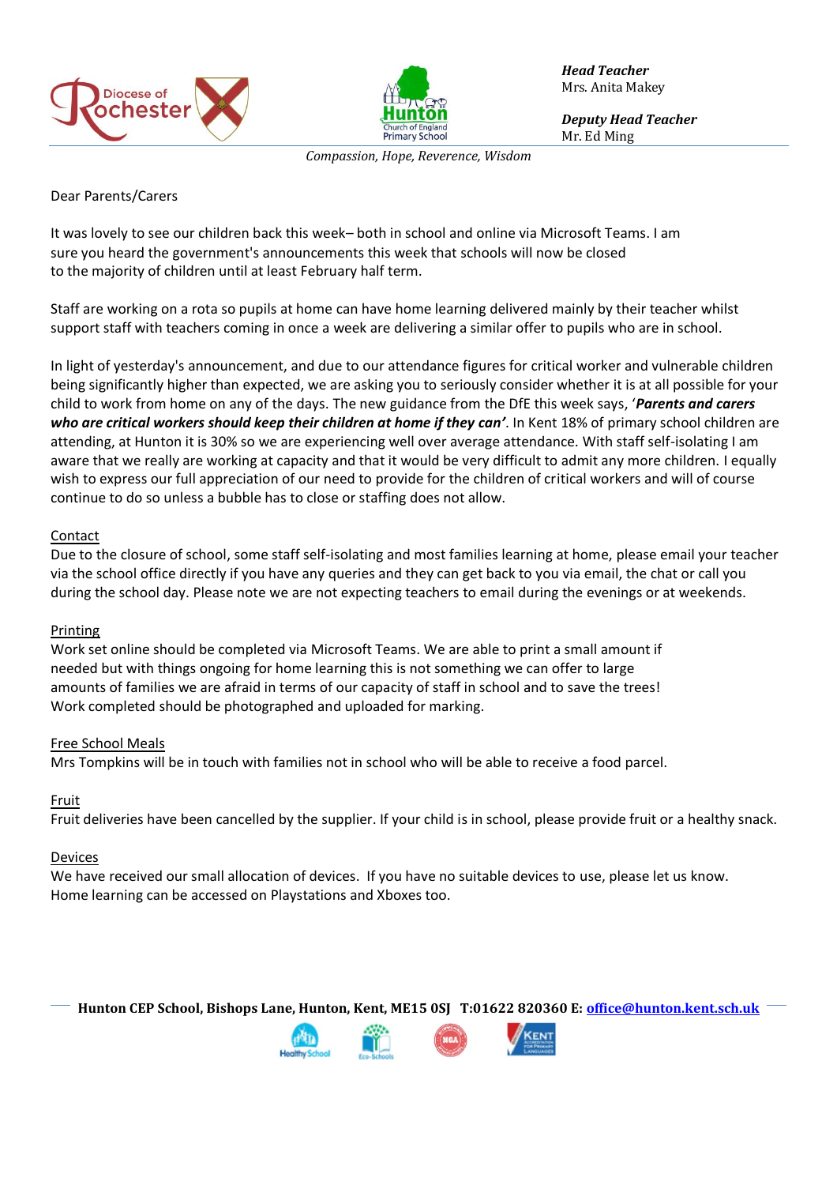**Head Teacher**
Mrs. Anita Makey

**Deputy Head Teacher**
Mr. Ed Ming

*Compassion, Hope, Reverence, Wisdom*

Dear Parents/Carers

It was lovely to see our children back this week– both in school and online via Microsoft Teams. I am sure you heard the government's announcements this week that schools will now be closed to the majority of children until at least February half term.

Staff are working on a rota so pupils at home can have home learning delivered mainly by their teacher whilst support staff with teachers coming in once a week are delivering a similar offer to pupils who are in school.

In light of yesterday's announcement, and due to our attendance figures for critical worker and vulnerable children being significantly higher than expected, we are asking you to seriously consider whether it is at all possible for your child to work from home on any of the days. The new guidance from the DfE this week says, '***Parents and carers who are critical workers should keep their children at home if they can'***. In Kent 18% of primary school children are attending, at Hunton it is 30% so we are experiencing well over average attendance. With staff self-isolating I am aware that we really are working at capacity and that it would be very difficult to admit any more children. I equally wish to express our full appreciation of our need to provide for the children of critical workers and will of course continue to do so unless a bubble has to close or staffing does not allow.

<u>Contact</u>

Due to the closure of school, some staff self-isolating and most families learning at home, please email your teacher via the school office directly if you have any queries and they can get back to you via email, the chat or call you during the school day. Please note we are not expecting teachers to email during the evenings or at weekends.

<u>Printing</u>

Work set online should be completed via Microsoft Teams. We are able to print a small amount if needed but with things ongoing for home learning this is not something we can offer to large amounts of families we are afraid in terms of our capacity of staff in school and to save the trees! Work completed should be photographed and uploaded for marking.

<u>Free School Meals</u>

Mrs Tompkins will be in touch with families not in school who will be able to receive a food parcel.

<u>Fruit</u>

Fruit deliveries have been cancelled by the supplier. If your child is in school, please provide fruit or a healthy snack.

<u>Devices</u>

We have received our small allocation of devices. If you have no suitable devices to use, please let us know. Home learning can be accessed on Playstations and Xboxes too.

**Hunton CEP School, Bishops Lane, Hunton, Kent, ME15 0SJ T:01622 820360 E: office@hunton.kent.sch.uk**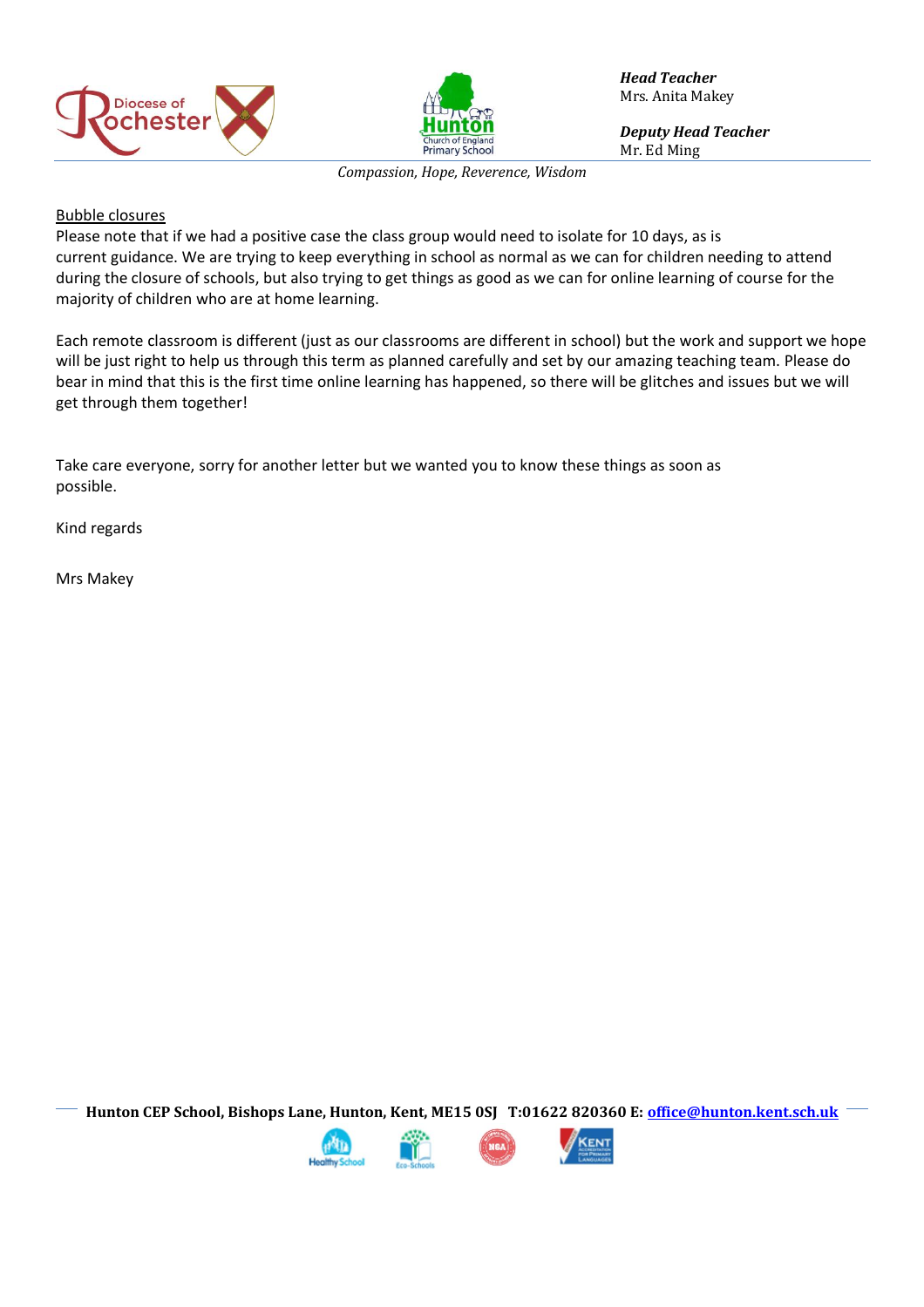**Head Teacher**
Mrs. Anita Makey

**Deputy Head Teacher**
Mr. Ed Ming

*Compassion, Hope, Reverence, Wisdom*

Bubble closures

Please note that if we had a positive case the class group would need to isolate for 10 days, as is current guidance. We are trying to keep everything in school as normal as we can for children needing to attend during the closure of schools, but also trying to get things as good as we can for online learning of course for the majority of children who are at home learning.

Each remote classroom is different (just as our classrooms are different in school) but the work and support we hope will be just right to help us through this term as planned carefully and set by our amazing teaching team. Please do bear in mind that this is the first time online learning has happened, so there will be glitches and issues but we will get through them together!

Take care everyone, sorry for another letter but we wanted you to know these things as soon as possible.

Kind regards

Mrs Makey

**Hunton CEP School, Bishops Lane, Hunton, Kent, ME15 0SJ T:01622 820360 E: office@hunton.kent.sch.uk**